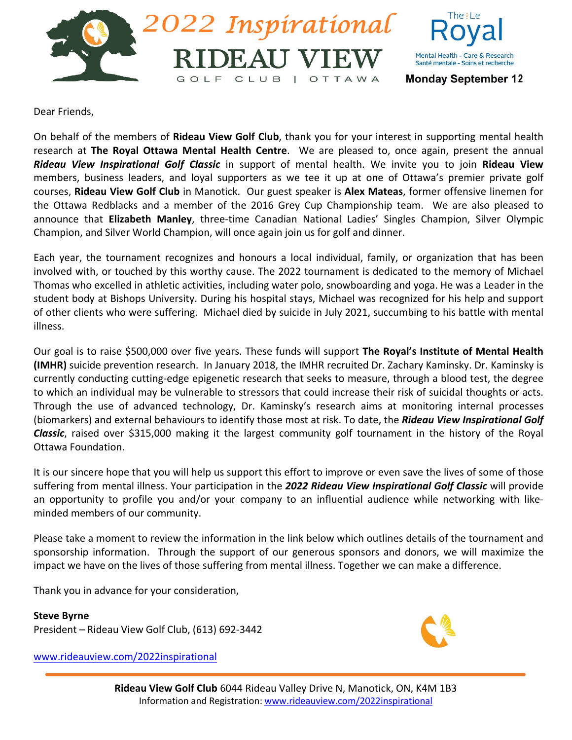# 2022 Inspirational RIDEAU VIEW

GOLF CLUB | OTTAWA

The Royal / Le Royal
Mental Health - Care & Research
Santé mentale - Soins et recherche

**Monday September 12**

Dear Friends,

On behalf of the members of **Rideau View Golf Club**, thank you for your interest in supporting mental health research at **The Royal Ottawa Mental Health Centre**. We are pleased to, once again, present the annual ***Rideau View Inspirational Golf Classic*** in support of mental health. We invite you to join **Rideau View** members, business leaders, and loyal supporters as we tee it up at one of Ottawa's premier private golf courses, **Rideau View Golf Club** in Manotick. Our guest speaker is **Alex Mateas**, former offensive linemen for the Ottawa Redblacks and a member of the 2016 Grey Cup Championship team. We are also pleased to announce that **Elizabeth Manley**, three-time Canadian National Ladies' Singles Champion, Silver Olympic Champion, and Silver World Champion, will once again join us for golf and dinner.

Each year, the tournament recognizes and honours a local individual, family, or organization that has been involved with, or touched by this worthy cause. The 2022 tournament is dedicated to the memory of Michael Thomas who excelled in athletic activities, including water polo, snowboarding and yoga. He was a Leader in the student body at Bishops University. During his hospital stays, Michael was recognized for his help and support of other clients who were suffering. Michael died by suicide in July 2021, succumbing to his battle with mental illness.

Our goal is to raise $500,000 over five years. These funds will support **The Royal's Institute of Mental Health (IMHR)** suicide prevention research. In January 2018, the IMHR recruited Dr. Zachary Kaminsky. Dr. Kaminsky is currently conducting cutting-edge epigenetic research that seeks to measure, through a blood test, the degree to which an individual may be vulnerable to stressors that could increase their risk of suicidal thoughts or acts. Through the use of advanced technology, Dr. Kaminsky's research aims at monitoring internal processes (biomarkers) and external behaviours to identify those most at risk. To date, the ***Rideau View Inspirational Golf Classic***, raised over $315,000 making it the largest community golf tournament in the history of the Royal Ottawa Foundation.

It is our sincere hope that you will help us support this effort to improve or even save the lives of some of those suffering from mental illness. Your participation in the ***2022 Rideau View Inspirational Golf Classic*** will provide an opportunity to profile you and/or your company to an influential audience while networking with like-minded members of our community.

Please take a moment to review the information in the link below which outlines details of the tournament and sponsorship information. Through the support of our generous sponsors and donors, we will maximize the impact we have on the lives of those suffering from mental illness. Together we can make a difference.

Thank you in advance for your consideration,

**Steve Byrne**
President – Rideau View Golf Club, (613) 692-3442

www.rideauview.com/2022inspirational

**Rideau View Golf Club** 6044 Rideau Valley Drive N, Manotick, ON, K4M 1B3
Information and Registration: www.rideauview.com/2022inspirational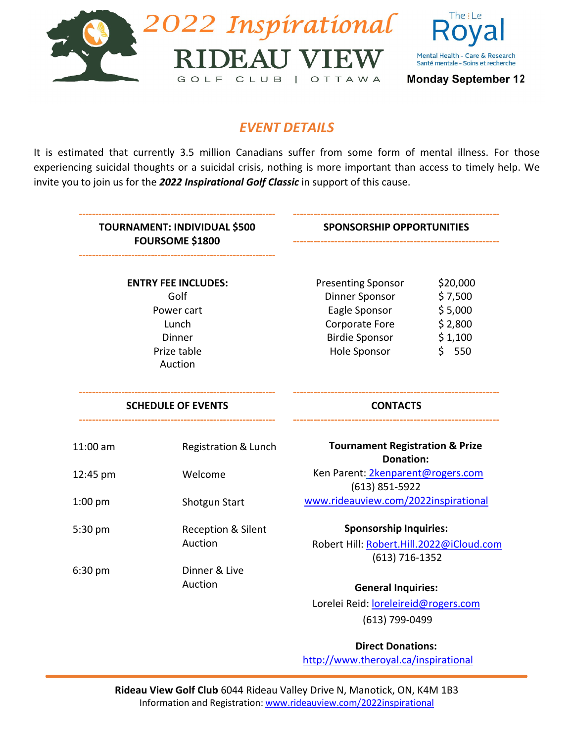# 2022 Inspirational RIDEAU VIEW GOLF CLUB | OTTAWA

The Le Royal
Mental Health - Care & Research
Santé mentale - Soins et recherche

**Monday September 12**

## *EVENT DETAILS*

It is estimated that currently 3.5 million Canadians suffer from some form of mental illness. For those experiencing suicidal thoughts or a suicidal crisis, nothing is more important than access to timely help. We invite you to join us for the ***2022 Inspirational Golf Classic*** in support of this cause.

### TOURNAMENT: INDIVIDUAL $500 FOURSOME $1800

**ENTRY FEE INCLUDES:**

- Golf
- Power cart
- Lunch
- Dinner
- Prize table
- Auction

### SPONSORSHIP OPPORTUNITIES

| Sponsorship | Amount |
| --- | --- |
| Presenting Sponsor | $20,000 |
| Dinner Sponsor | $ 7,500 |
| Eagle Sponsor | $ 5,000 |
| Corporate Fore | $ 2,800 |
| Birdie Sponsor | $ 1,100 |
| Hole Sponsor | $ 550 |

### SCHEDULE OF EVENTS

| Time | Event |
| --- | --- |
| 11:00 am | Registration & Lunch |
| 12:45 pm | Welcome |
| 1:00 pm | Shotgun Start |
| 5:30 pm | Reception & Silent Auction |
| 6:30 pm | Dinner & Live Auction |

### CONTACTS

**Tournament Registration & Prize Donation:**
Ken Parent: 2kenparent@rogers.com
(613) 851-5922
www.rideauview.com/2022inspirational

**Sponsorship Inquiries:**
Robert Hill: Robert.Hill.2022@iCloud.com
(613) 716-1352

**General Inquiries:**
Lorelei Reid: loreleireid@rogers.com
(613) 799-0499

**Direct Donations:**
http://www.theroyal.ca/inspirational

---

**Rideau View Golf Club** 6044 Rideau Valley Drive N, Manotick, ON, K4M 1B3
Information and Registration: www.rideauview.com/2022inspirational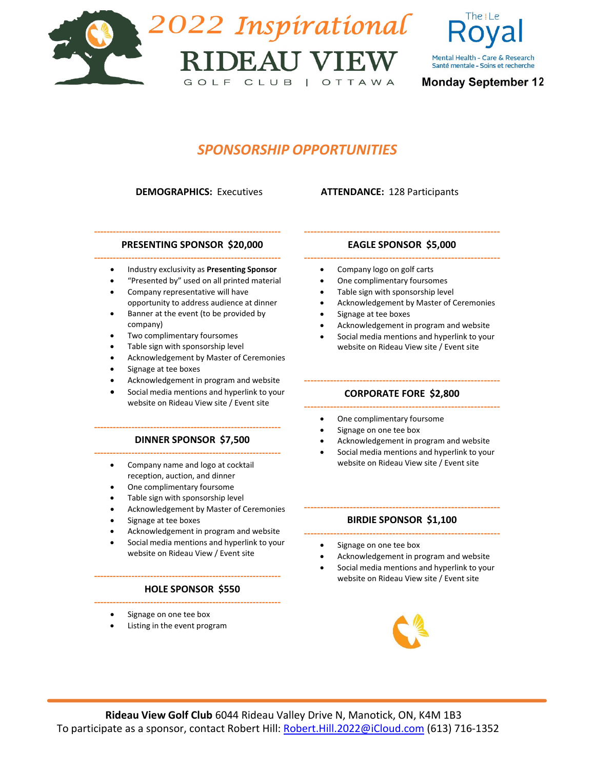# 2022 Inspirational RIDEAU VIEW

GOLF CLUB | OTTAWA

The | Le Royal
Mental Health - Care & Research
Santé mentale - Soins et recherche

**Monday September 12**

## *SPONSORSHIP OPPORTUNITIES*

**DEMOGRAPHICS:** Executives

**ATTENDANCE:** 128 Participants

### PRESENTING SPONSOR $20,000

- Industry exclusivity as **Presenting Sponsor**
- "Presented by" used on all printed material
- Company representative will have opportunity to address audience at dinner
- Banner at the event (to be provided by company)
- Two complimentary foursomes
- Table sign with sponsorship level
- Acknowledgement by Master of Ceremonies
- Signage at tee boxes
- Acknowledgement in program and website
- Social media mentions and hyperlink to your website on Rideau View site / Event site

### DINNER SPONSOR $7,500

- Company name and logo at cocktail reception, auction, and dinner
- One complimentary foursome
- Table sign with sponsorship level
- Acknowledgement by Master of Ceremonies
- Signage at tee boxes
- Acknowledgement in program and website
- Social media mentions and hyperlink to your website on Rideau View / Event site

### HOLE SPONSOR $550

- Signage on one tee box
- Listing in the event program

### EAGLE SPONSOR $5,000

- Company logo on golf carts
- One complimentary foursomes
- Table sign with sponsorship level
- Acknowledgement by Master of Ceremonies
- Signage at tee boxes
- Acknowledgement in program and website
- Social media mentions and hyperlink to your website on Rideau View site / Event site

### CORPORATE FORE $2,800

- One complimentary foursome
- Signage on one tee box
- Acknowledgement in program and website
- Social media mentions and hyperlink to your website on Rideau View site / Event site

### BIRDIE SPONSOR $1,100

- Signage on one tee box
- Acknowledgement in program and website
- Social media mentions and hyperlink to your website on Rideau View site / Event site

---

**Rideau View Golf Club** 6044 Rideau Valley Drive N, Manotick, ON, K4M 1B3
To participate as a sponsor, contact Robert Hill: Robert.Hill.2022@iCloud.com (613) 716-1352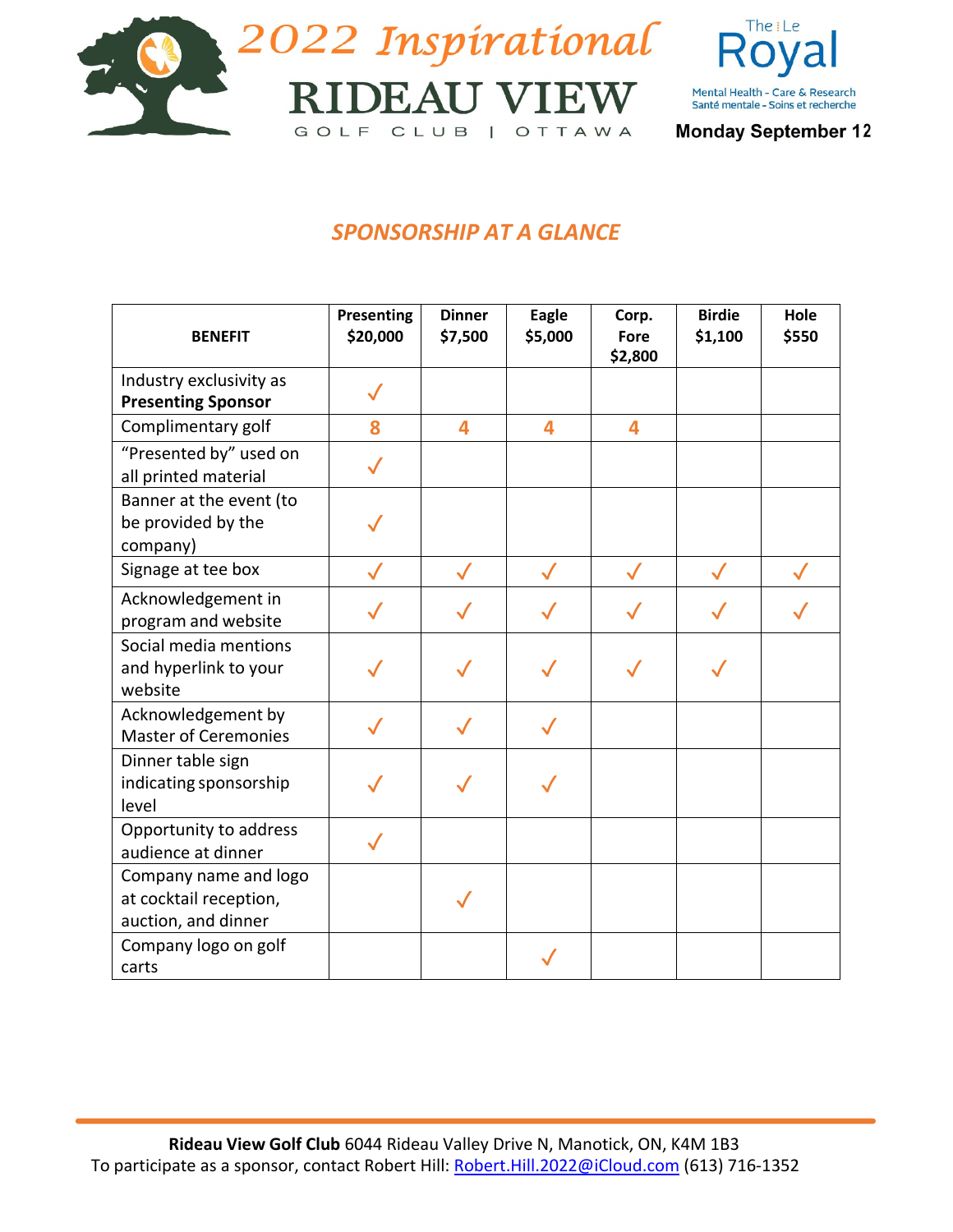# 2022 Inspirational RIDEAU VIEW

GOLF CLUB | OTTAWA

The | Le Royal

Mental Health - Care & Research
Santé mentale - Soins et recherche

**Monday September 12**

## *SPONSORSHIP AT A GLANCE*

| BENEFIT | Presenting $20,000 | Dinner $7,500 | Eagle $5,000 | Corp. Fore $2,800 | Birdie $1,100 | Hole $550 |
|---|---|---|---|---|---|---|
| Industry exclusivity as **Presenting Sponsor** | ✓ | | | | | |
| Complimentary golf | 8 | 4 | 4 | 4 | | |
| "Presented by" used on all printed material | ✓ | | | | | |
| Banner at the event (to be provided by the company) | ✓ | | | | | |
| Signage at tee box | ✓ | ✓ | ✓ | ✓ | ✓ | ✓ |
| Acknowledgement in program and website | ✓ | ✓ | ✓ | ✓ | ✓ | ✓ |
| Social media mentions and hyperlink to your website | ✓ | ✓ | ✓ | ✓ | ✓ | |
| Acknowledgement by Master of Ceremonies | ✓ | ✓ | ✓ | | | |
| Dinner table sign indicating sponsorship level | ✓ | ✓ | ✓ | | | |
| Opportunity to address audience at dinner | ✓ | | | | | |
| Company name and logo at cocktail reception, auction, and dinner | | ✓ | | | | |
| Company logo on golf carts | | | ✓ | | | |

**Rideau View Golf Club** 6044 Rideau Valley Drive N, Manotick, ON, K4M 1B3
To participate as a sponsor, contact Robert Hill: Robert.Hill.2022@iCloud.com (613) 716-1352